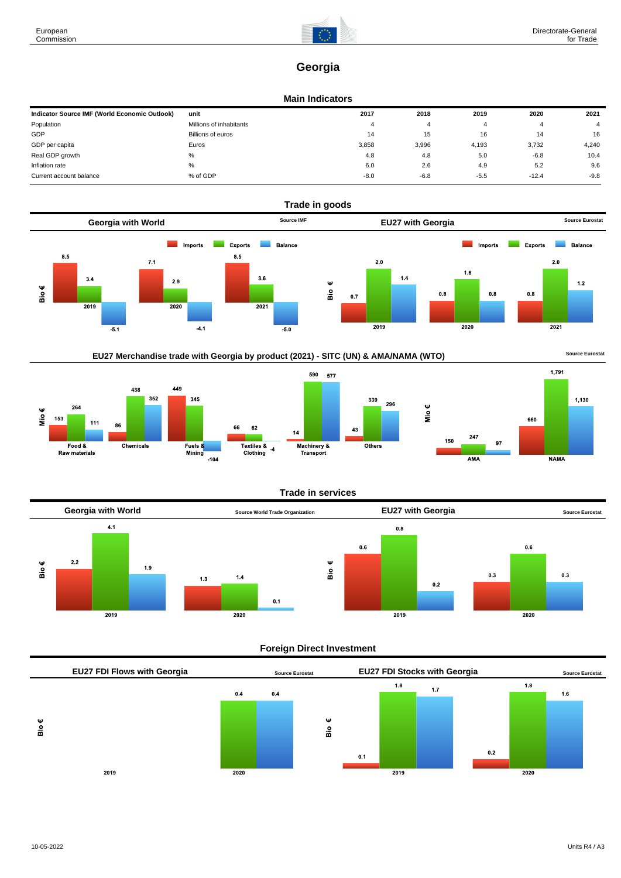European Commission

Directorate-General for Trade

# Georgia

## Main Indicators

| Indicator Source IMF (World Economic Outlook) | unit | 2017 | 2018 | 2019 | 2020 | 2021 |
|---|---|---|---|---|---|---|
| Population | Millions of inhabitants | 4 | 4 | 4 | 4 | 4 |
| GDP | Billions of euros | 14 | 15 | 16 | 14 | 16 |
| GDP per capita | Euros | 3,858 | 3,996 | 4,193 | 3,732 | 4,240 |
| Real GDP growth | % | 4.8 | 4.8 | 5.0 | -6.8 | 10.4 |
| Inflation rate | % | 6.0 | 2.6 | 4.9 | 5.2 | 9.6 |
| Current account balance | % of GDP | -8.0 | -6.8 | -5.5 | -12.4 | -9.8 |

## Trade in goods

### Georgia with World

Source IMF

| Bio € | Imports | Exports | Balance |
|---|---|---|---|
| 2019 | 8.5 | 3.4 | -5.1 |
| 2020 | 7.1 | 2.9 | -4.1 |
| 2021 | 8.5 | 3.6 | -5.0 |

### EU27 with Georgia

Source Eurostat

| Bio € | Imports | Exports | Balance |
|---|---|---|---|
| 2019 | 0.7 | 2.0 | 1.4 |
| 2020 | 0.8 | 1.6 | 0.8 |
| 2021 | 0.8 | 2.0 | 1.2 |

### EU27 Merchandise trade with Georgia by product (2021) - SITC (UN) & AMA/NAMA (WTO)

Source Eurostat

| Mio € | Imports | Exports | Balance |
|---|---|---|---|
| Food & Raw materials | 153 | 264 | 111 |
| Chemicals | 86 | 438 | 352 |
| Fuels & Mining | 449 | 345 | -104 |
| Textiles & Clothing | 66 | 62 | -4 |
| Machinery & Transport | 14 | 590 | 577 |
| Others | 43 | 339 | 296 |

| Mio € | Imports | Exports | Balance |
|---|---|---|---|
| AMA | 150 | 247 | 97 |
| NAMA | 660 | 1,791 | 1,130 |

## Trade in services

### Georgia with World

Source World Trade Organization

| Bio € | Imports | Exports | Balance |
|---|---|---|---|
| 2019 | 2.2 | 4.1 | 1.9 |
| 2020 | 1.3 | 1.4 | 0.1 |

### EU27 with Georgia

Source Eurostat

| Bio € | Imports | Exports | Balance |
|---|---|---|---|
| 2019 | 0.6 | 0.8 | 0.2 |
| 2020 | 0.3 | 0.6 | 0.3 |

## Foreign Direct Investment

### EU27 FDI Flows with Georgia

Source Eurostat

| Bio € | Inward | Outward | Balance |
|---|---|---|---|
| 2019 | | | |
| 2020 | | 0.4 | 0.4 |

### EU27 FDI Stocks with Georgia

Source Eurostat

| Bio € | Inward | Outward | Balance |
|---|---|---|---|
| 2019 | 0.1 | 1.8 | 1.7 |
| 2020 | 0.2 | 1.8 | 1.6 |

10-05-2022

Units R4 / A3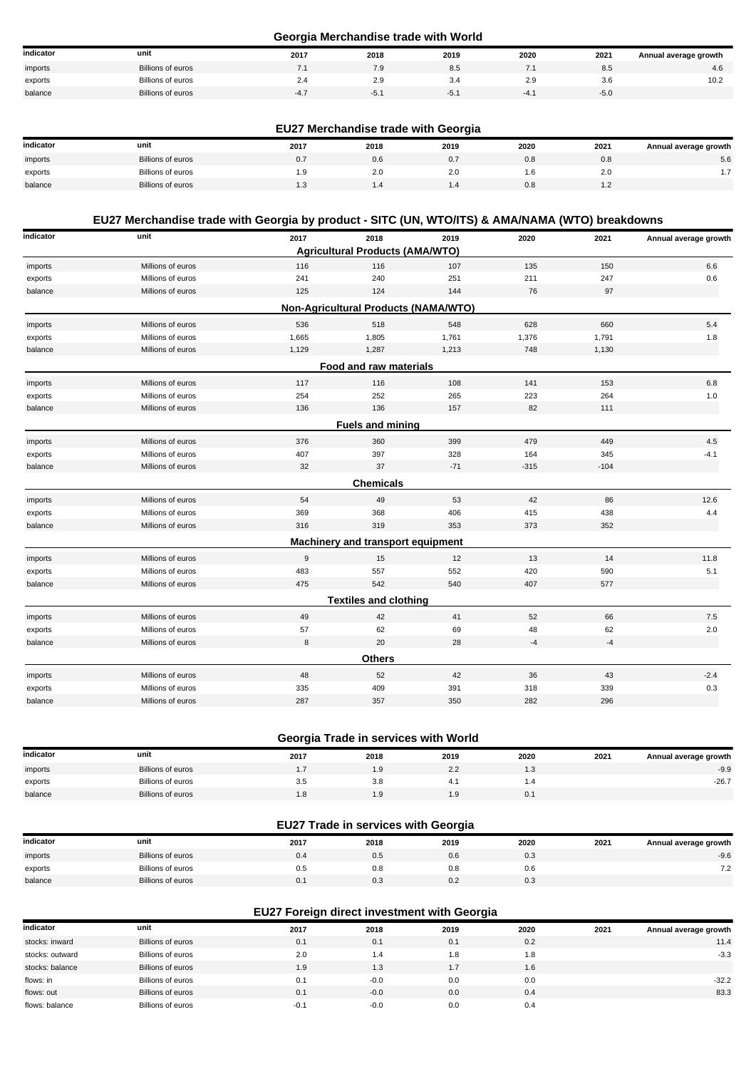## Georgia Merchandise trade with World

| indicator | unit | 2017 | 2018 | 2019 | 2020 | 2021 | Annual average growth |
|---|---|---|---|---|---|---|---|
| imports | Billions of euros | 7.1 | 7.9 | 8.5 | 7.1 | 8.5 | 4.6 |
| exports | Billions of euros | 2.4 | 2.9 | 3.4 | 2.9 | 3.6 | 10.2 |
| balance | Billions of euros | -4.7 | -5.1 | -5.1 | -4.1 | -5.0 | |

## EU27 Merchandise trade with Georgia

| indicator | unit | 2017 | 2018 | 2019 | 2020 | 2021 | Annual average growth |
|---|---|---|---|---|---|---|---|
| imports | Billions of euros | 0.7 | 0.6 | 0.7 | 0.8 | 0.8 | 5.6 |
| exports | Billions of euros | 1.9 | 2.0 | 2.0 | 1.6 | 2.0 | 1.7 |
| balance | Billions of euros | 1.3 | 1.4 | 1.4 | 0.8 | 1.2 | |

## EU27 Merchandise trade with Georgia by product - SITC (UN, WTO/ITS) & AMA/NAMA (WTO) breakdowns

| indicator | unit | 2017 | 2018 | 2019 | 2020 | 2021 | Annual average growth |
|---|---|---|---|---|---|---|---|
| **Agricultural Products (AMA/WTO)** | | | | | | | |
| imports | Millions of euros | 116 | 116 | 107 | 135 | 150 | 6.6 |
| exports | Millions of euros | 241 | 240 | 251 | 211 | 247 | 0.6 |
| balance | Millions of euros | 125 | 124 | 144 | 76 | 97 | |
| **Non-Agricultural Products (NAMA/WTO)** | | | | | | | |
| imports | Millions of euros | 536 | 518 | 548 | 628 | 660 | 5.4 |
| exports | Millions of euros | 1,665 | 1,805 | 1,761 | 1,376 | 1,791 | 1.8 |
| balance | Millions of euros | 1,129 | 1,287 | 1,213 | 748 | 1,130 | |
| **Food and raw materials** | | | | | | | |
| imports | Millions of euros | 117 | 116 | 108 | 141 | 153 | 6.8 |
| exports | Millions of euros | 254 | 252 | 265 | 223 | 264 | 1.0 |
| balance | Millions of euros | 136 | 136 | 157 | 82 | 111 | |
| **Fuels and mining** | | | | | | | |
| imports | Millions of euros | 376 | 360 | 399 | 479 | 449 | 4.5 |
| exports | Millions of euros | 407 | 397 | 328 | 164 | 345 | -4.1 |
| balance | Millions of euros | 32 | 37 | -71 | -315 | -104 | |
| **Chemicals** | | | | | | | |
| imports | Millions of euros | 54 | 49 | 53 | 42 | 86 | 12.6 |
| exports | Millions of euros | 369 | 368 | 406 | 415 | 438 | 4.4 |
| balance | Millions of euros | 316 | 319 | 353 | 373 | 352 | |
| **Machinery and transport equipment** | | | | | | | |
| imports | Millions of euros | 9 | 15 | 12 | 13 | 14 | 11.8 |
| exports | Millions of euros | 483 | 557 | 552 | 420 | 590 | 5.1 |
| balance | Millions of euros | 475 | 542 | 540 | 407 | 577 | |
| **Textiles and clothing** | | | | | | | |
| imports | Millions of euros | 49 | 42 | 41 | 52 | 66 | 7.5 |
| exports | Millions of euros | 57 | 62 | 69 | 48 | 62 | 2.0 |
| balance | Millions of euros | 8 | 20 | 28 | -4 | -4 | |
| **Others** | | | | | | | |
| imports | Millions of euros | 48 | 52 | 42 | 36 | 43 | -2.4 |
| exports | Millions of euros | 335 | 409 | 391 | 318 | 339 | 0.3 |
| balance | Millions of euros | 287 | 357 | 350 | 282 | 296 | |

## Georgia Trade in services with World

| indicator | unit | 2017 | 2018 | 2019 | 2020 | 2021 | Annual average growth |
|---|---|---|---|---|---|---|---|
| imports | Billions of euros | 1.7 | 1.9 | 2.2 | 1.3 | | -9.9 |
| exports | Billions of euros | 3.5 | 3.8 | 4.1 | 1.4 | | -26.7 |
| balance | Billions of euros | 1.8 | 1.9 | 1.9 | 0.1 | | |

## EU27 Trade in services with Georgia

| indicator | unit | 2017 | 2018 | 2019 | 2020 | 2021 | Annual average growth |
|---|---|---|---|---|---|---|---|
| imports | Billions of euros | 0.4 | 0.5 | 0.6 | 0.3 | | -9.6 |
| exports | Billions of euros | 0.5 | 0.8 | 0.8 | 0.6 | | 7.2 |
| balance | Billions of euros | 0.1 | 0.3 | 0.2 | 0.3 | | |

## EU27 Foreign direct investment with Georgia

| indicator | unit | 2017 | 2018 | 2019 | 2020 | 2021 | Annual average growth |
|---|---|---|---|---|---|---|---|
| stocks: inward | Billions of euros | 0.1 | 0.1 | 0.1 | 0.2 | | 11.4 |
| stocks: outward | Billions of euros | 2.0 | 1.4 | 1.8 | 1.8 | | -3.3 |
| stocks: balance | Billions of euros | 1.9 | 1.3 | 1.7 | 1.6 | | |
| flows: in | Billions of euros | 0.1 | -0.0 | 0.0 | 0.0 | | -32.2 |
| flows: out | Billions of euros | 0.1 | -0.0 | 0.0 | 0.4 | | 83.3 |
| flows: balance | Billions of euros | -0.1 | -0.0 | 0.0 | 0.4 | | |